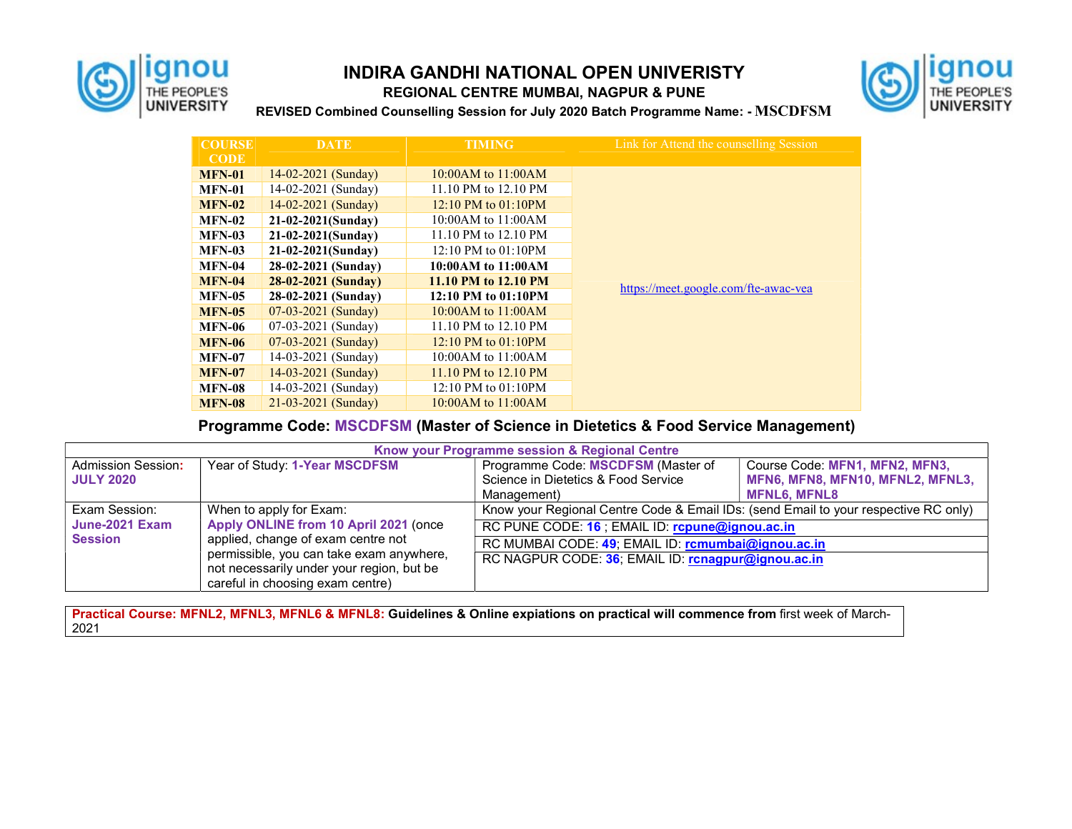# INDIRA GANDHI NATIONAL OPEN UNIVERISTY

## REGIONAL CENTRE MUMBAI, NAGPUR & PUNE

### REVISED Combined Counselling Session for July 2020 Batch Programme Name: - MSCDFSM

| COURSE CODE | DATE | TIMING | Link for Attend the counselling Session |
|---|---|---|---|
| **MFN-01** | 14-02-2021 (Sunday) | 10:00AM to 11:00AM | https://meet.google.com/fte-awac-vea |
| **MFN-01** | 14-02-2021 (Sunday) | 11.10 PM to 12.10 PM | |
| **MFN-02** | 14-02-2021 (Sunday) | 12:10 PM to 01:10PM | |
| **MFN-02** | **21-02-2021(Sunday)** | 10:00AM to 11:00AM | |
| **MFN-03** | **21-02-2021(Sunday)** | 11.10 PM to 12.10 PM | |
| **MFN-03** | **21-02-2021(Sunday)** | 12:10 PM to 01:10PM | |
| **MFN-04** | **28-02-2021 (Sunday)** | **10:00AM to 11:00AM** | |
| **MFN-04** | **28-02-2021 (Sunday)** | **11.10 PM to 12.10 PM** | |
| **MFN-05** | **28-02-2021 (Sunday)** | **12:10 PM to 01:10PM** | |
| **MFN-05** | 07-03-2021 (Sunday) | 10:00AM to 11:00AM | |
| **MFN-06** | 07-03-2021 (Sunday) | 11.10 PM to 12.10 PM | |
| **MFN-06** | 07-03-2021 (Sunday) | 12:10 PM to 01:10PM | |
| **MFN-07** | 14-03-2021 (Sunday) | 10:00AM to 11:00AM | |
| **MFN-07** | 14-03-2021 (Sunday) | 11.10 PM to 12.10 PM | |
| **MFN-08** | 14-03-2021 (Sunday) | 12:10 PM to 01:10PM | |
| **MFN-08** | 21-03-2021 (Sunday) | 10:00AM to 11:00AM | |

## Programme Code: MSCDFSM (Master of Science in Dietetics & Food Service Management)

| Know your Programme session & Regional Centre | | | |
|---|---|---|---|
| Admission Session: **JULY 2020** | Year of Study: **1-Year MSCDFSM** | Programme Code: **MSCDFSM** (Master of Science in Dietetics & Food Service Management) | Course Code: **MFN1, MFN2, MFN3, MFN6, MFN8, MFN10, MFNL2, MFNL3, MFNL6, MFNL8** |
| Exam Session: **June-2021 Exam Session** | When to apply for Exam: **Apply ONLINE from 10 April 2021** (once applied, change of exam centre not permissible, you can take exam anywhere, not necessarily under your region, but be careful in choosing exam centre) | Know your Regional Centre Code & Email IDs: (send Email to your respective RC only)<br>RC PUNE CODE: **16** ; EMAIL ID: **rcpune@ignou.ac.in**<br>RC MUMBAI CODE: **49**; EMAIL ID: **rcmumbai@ignou.ac.in**<br>RC NAGPUR CODE: **36**; EMAIL ID: **rcnagpur@ignou.ac.in** | |

**Practical Course: MFNL2, MFNL3, MFNL6 & MFNL8: Guidelines & Online expiations on practical will commence from** first week of March-2021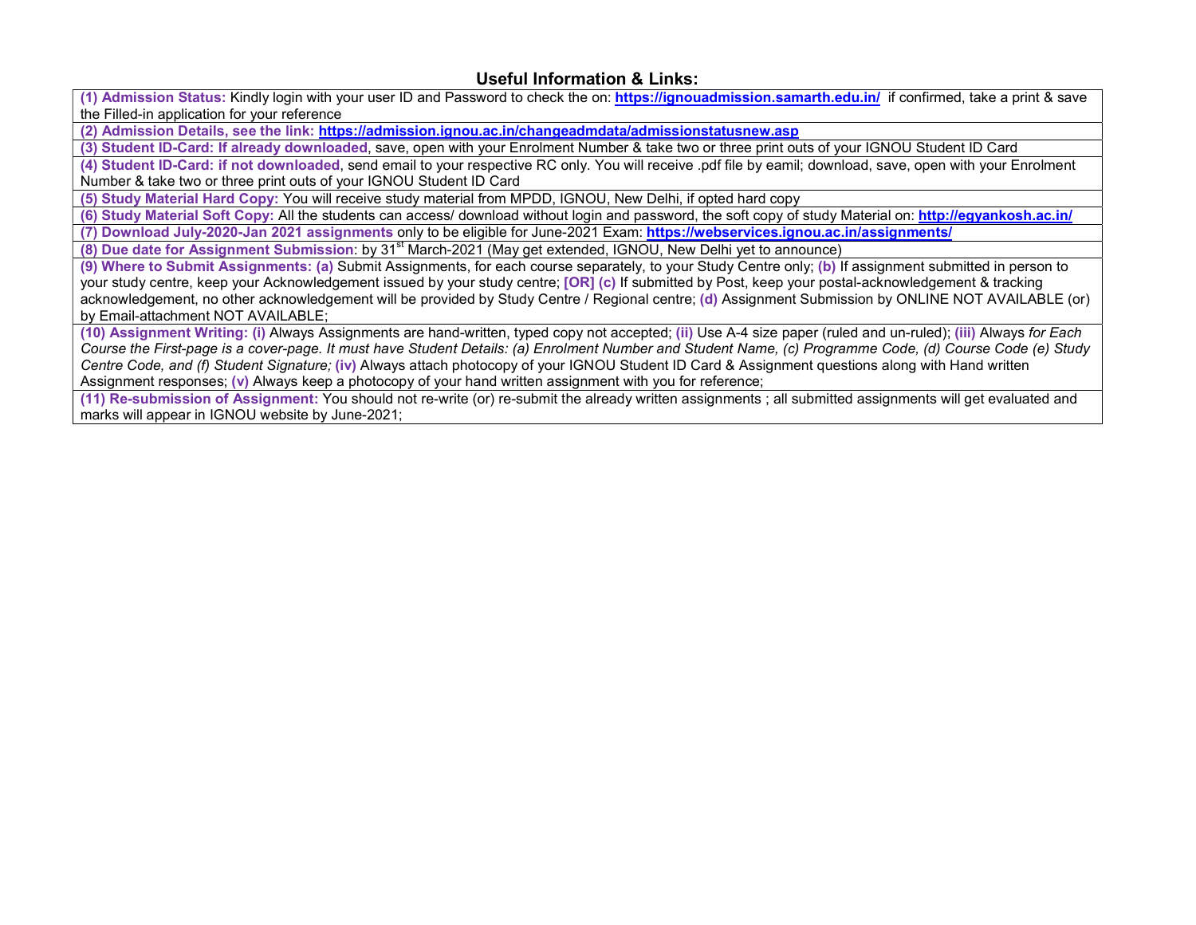## Useful Information & Links:

| |
|---|
| **(1) Admission Status:** Kindly login with your user ID and Password to check the on: **https://ignouadmission.samarth.edu.in/** if confirmed, take a print & save the Filled-in application for your reference |
| **(2) Admission Details, see the link: https://admission.ignou.ac.in/changeadmdata/admissionstatusnew.asp** |
| **(3) Student ID-Card: If already downloaded**, save, open with your Enrolment Number & take two or three print outs of your IGNOU Student ID Card |
| **(4) Student ID-Card: if not downloaded**, send email to your respective RC only. You will receive .pdf file by eamil; download, save, open with your Enrolment Number & take two or three print outs of your IGNOU Student ID Card |
| **(5) Study Material Hard Copy:** You will receive study material from MPDD, IGNOU, New Delhi, if opted hard copy |
| **(6) Study Material Soft Copy:** All the students can access/ download without login and password, the soft copy of study Material on: **http://egyankosh.ac.in/** |
| **(7) Download July-2020-Jan 2021 assignments** only to be eligible for June-2021 Exam: **https://webservices.ignou.ac.in/assignments/** |
| **(8) Due date for Assignment Submission**: by 31st March-2021 (May get extended, IGNOU, New Delhi yet to announce) |
| **(9) Where to Submit Assignments: (a)** Submit Assignments, for each course separately, to your Study Centre only; **(b)** If assignment submitted in person to your study centre, keep your Acknowledgement issued by your study centre; **[OR] (c)** If submitted by Post, keep your postal-acknowledgement & tracking acknowledgement, no other acknowledgement will be provided by Study Centre / Regional centre; **(d)** Assignment Submission by ONLINE NOT AVAILABLE (or) by Email-attachment NOT AVAILABLE; |
| **(10) Assignment Writing: (i)** Always Assignments are hand-written, typed copy not accepted; **(ii)** Use A-4 size paper (ruled and un-ruled); **(iii)** Always *for Each Course the First-page is a cover-page. It must have Student Details: (a) Enrolment Number and Student Name, (c) Programme Code, (d) Course Code (e) Study Centre Code, and (f) Student Signature;* **(iv)** Always attach photocopy of your IGNOU Student ID Card & Assignment questions along with Hand written Assignment responses; **(v)** Always keep a photocopy of your hand written assignment with you for reference; |
| **(11) Re-submission of Assignment:** You should not re-write (or) re-submit the already written assignments ; all submitted assignments will get evaluated and marks will appear in IGNOU website by June-2021; |